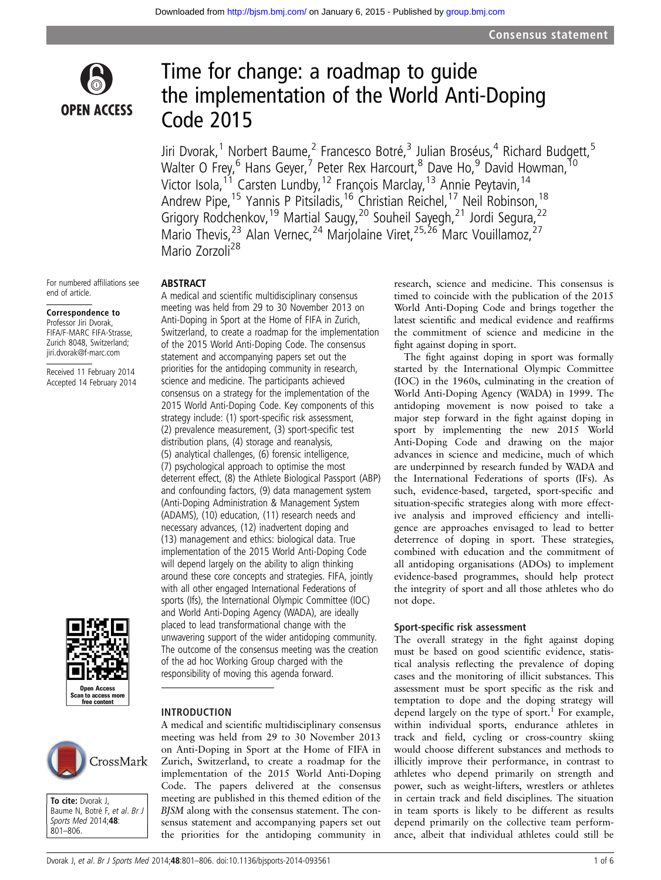# Time for change: a roadmap to guide the implementation of the World Anti-Doping Code 2015

Jiri Dvorak,[1] Norbert Baume,[2] Francesco Botré,[3] Julian Broséus,[4] Richard Budgett,[5] Walter O Frey,[6] Hans Geyer,[7] Peter Rex Harcourt,[8] Dave Ho,[9] David Howman,[10] Victor Isola,[11] Carsten Lundby,[12] François Marclay,[13] Annie Peytavin,[14] Andrew Pipe,[15] Yannis P Pitsiladis,[16] Christian Reichel,[17] Neil Robinson,[18] Grigory Rodchenkov,[19] Martial Saugy,[20] Souheil Sayegh,[21] Jordi Segura,[22] Mario Thevis,[23] Alan Vernec,[24] Marjolaine Viret,[25,26] Marc Vouillamoz,[27] Mario Zorzoli[28]

For numbered affiliations see end of article.

**Correspondence to**
Professor Jiri Dvorak, FIFA/F-MARC FIFA-Strasse, Zurich 8048, Switzerland; jiri.dvorak@f-marc.com

Received 11 February 2014
Accepted 14 February 2014

**To cite:** Dvorak J, Baume N, Botré F, *et al*. *Br J Sports Med* 2014;**48**: 801–806.

## ABSTRACT

A medical and scientific multidisciplinary consensus meeting was held from 29 to 30 November 2013 on Anti-Doping in Sport at the Home of FIFA in Zurich, Switzerland, to create a roadmap for the implementation of the 2015 World Anti-Doping Code. The consensus statement and accompanying papers set out the priorities for the antidoping community in research, science and medicine. The participants achieved consensus on a strategy for the implementation of the 2015 World Anti-Doping Code. Key components of this strategy include: (1) sport-specific risk assessment, (2) prevalence measurement, (3) sport-specific test distribution plans, (4) storage and reanalysis, (5) analytical challenges, (6) forensic intelligence, (7) psychological approach to optimise the most deterrent effect, (8) the Athlete Biological Passport (ABP) and confounding factors, (9) data management system (Anti-Doping Administration & Management System (ADAMS), (10) education, (11) research needs and necessary advances, (12) inadvertent doping and (13) management and ethics: biological data. True implementation of the 2015 World Anti-Doping Code will depend largely on the ability to align thinking around these core concepts and strategies. FIFA, jointly with all other engaged International Federations of sports (Ifs), the International Olympic Committee (IOC) and World Anti-Doping Agency (WADA), are ideally placed to lead transformational change with the unwavering support of the wider antidoping community. The outcome of the consensus meeting was the creation of the ad hoc Working Group charged with the responsibility of moving this agenda forward.

## INTRODUCTION

A medical and scientific multidisciplinary consensus meeting was held from 29 to 30 November 2013 on Anti-Doping in Sport at the Home of FIFA in Zurich, Switzerland, to create a roadmap for the implementation of the 2015 World Anti-Doping Code. The papers delivered at the consensus meeting are published in this themed edition of the *BJSM* along with the consensus statement. The consensus statement and accompanying papers set out the priorities for the antidoping community in research, science and medicine. This consensus is timed to coincide with the publication of the 2015 World Anti-Doping Code and brings together the latest scientific and medical evidence and reaffirms the commitment of science and medicine in the fight against doping in sport.

The fight against doping in sport was formally started by the International Olympic Committee (IOC) in the 1960s, culminating in the creation of World Anti-Doping Agency (WADA) in 1999. The antidoping movement is now poised to take a major step forward in the fight against doping in sport by implementing the new 2015 World Anti-Doping Code and drawing on the major advances in science and medicine, much of which are underpinned by research funded by WADA and the International Federations of sports (IFs). As such, evidence-based, targeted, sport-specific and situation-specific strategies along with more effective analysis and improved efficiency and intelligence are approaches envisaged to lead to better deterrence of doping in sport. These strategies, combined with education and the commitment of all antidoping organisations (ADOs) to implement evidence-based programmes, should help protect the integrity of sport and all those athletes who do not dope.

### Sport-specific risk assessment

The overall strategy in the fight against doping must be based on good scientific evidence, statistical analysis reflecting the prevalence of doping cases and the monitoring of illicit substances. This assessment must be sport specific as the risk and temptation to dope and the doping strategy will depend largely on the type of sport.[1] For example, within individual sports, endurance athletes in track and field, cycling or cross-country skiing would choose different substances and methods to illicitly improve their performance, in contrast to athletes who depend primarily on strength and power, such as weight-lifters, wrestlers or athletes in certain track and field disciplines. The situation in team sports is likely to be different as results depend primarily on the collective team performance, albeit that individual athletes could still be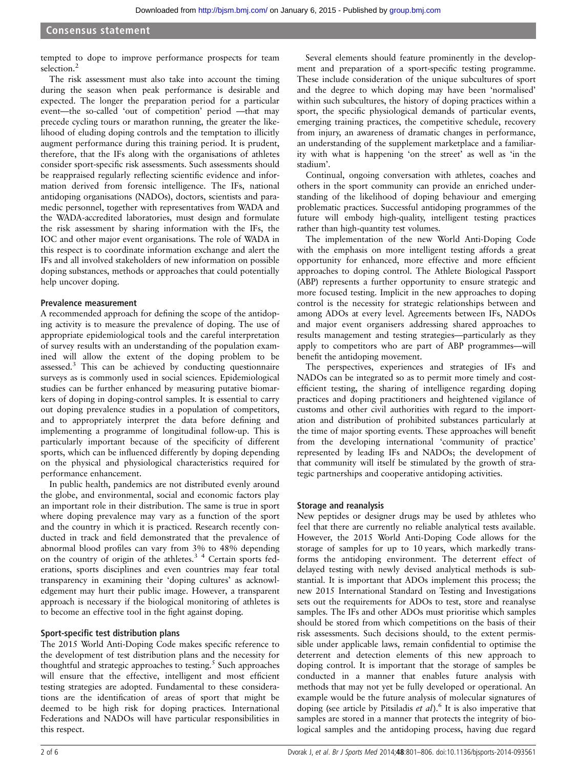tempted to dope to improve performance prospects for team selection.[2]

The risk assessment must also take into account the timing during the season when peak performance is desirable and expected. The longer the preparation period for a particular event—the so-called 'out of competition' period —that may precede cycling tours or marathon running, the greater the likelihood of eluding doping controls and the temptation to illicitly augment performance during this training period. It is prudent, therefore, that the IFs along with the organisations of athletes consider sport-specific risk assessments. Such assessments should be reappraised regularly reflecting scientific evidence and information derived from forensic intelligence. The IFs, national antidoping organisations (NADOs), doctors, scientists and paramedic personnel, together with representatives from WADA and the WADA-accredited laboratories, must design and formulate the risk assessment by sharing information with the IFs, the IOC and other major event organisations. The role of WADA in this respect is to coordinate information exchange and alert the IFs and all involved stakeholders of new information on possible doping substances, methods or approaches that could potentially help uncover doping.

### Prevalence measurement

A recommended approach for defining the scope of the antidoping activity is to measure the prevalence of doping. The use of appropriate epidemiological tools and the careful interpretation of survey results with an understanding of the population examined will allow the extent of the doping problem to be assessed.[3] This can be achieved by conducting questionnaire surveys as is commonly used in social sciences. Epidemiological studies can be further enhanced by measuring putative biomarkers of doping in doping-control samples. It is essential to carry out doping prevalence studies in a population of competitors, and to appropriately interpret the data before defining and implementing a programme of longitudinal follow-up. This is particularly important because of the specificity of different sports, which can be influenced differently by doping depending on the physical and physiological characteristics required for performance enhancement.

In public health, pandemics are not distributed evenly around the globe, and environmental, social and economic factors play an important role in their distribution. The same is true in sport where doping prevalence may vary as a function of the sport and the country in which it is practiced. Research recently conducted in track and field demonstrated that the prevalence of abnormal blood profiles can vary from 3% to 48% depending on the country of origin of the athletes.[3,4] Certain sports federations, sports disciplines and even countries may fear total transparency in examining their 'doping cultures' as acknowledgement may hurt their public image. However, a transparent approach is necessary if the biological monitoring of athletes is to become an effective tool in the fight against doping.

### Sport-specific test distribution plans

The 2015 World Anti-Doping Code makes specific reference to the development of test distribution plans and the necessity for thoughtful and strategic approaches to testing.[5] Such approaches will ensure that the effective, intelligent and most efficient testing strategies are adopted. Fundamental to these considerations are the identification of areas of sport that might be deemed to be high risk for doping practices. International Federations and NADOs will have particular responsibilities in this respect.

Several elements should feature prominently in the development and preparation of a sport-specific testing programme. These include consideration of the unique subcultures of sport and the degree to which doping may have been 'normalised' within such subcultures, the history of doping practices within a sport, the specific physiological demands of particular events, emerging training practices, the competitive schedule, recovery from injury, an awareness of dramatic changes in performance, an understanding of the supplement marketplace and a familiarity with what is happening 'on the street' as well as 'in the stadium'.

Continual, ongoing conversation with athletes, coaches and others in the sport community can provide an enriched understanding of the likelihood of doping behaviour and emerging problematic practices. Successful antidoping programmes of the future will embody high-quality, intelligent testing practices rather than high-quantity test volumes.

The implementation of the new World Anti-Doping Code with the emphasis on more intelligent testing affords a great opportunity for enhanced, more effective and more efficient approaches to doping control. The Athlete Biological Passport (ABP) represents a further opportunity to ensure strategic and more focused testing. Implicit in the new approaches to doping control is the necessity for strategic relationships between and among ADOs at every level. Agreements between IFs, NADOs and major event organisers addressing shared approaches to results management and testing strategies—particularly as they apply to competitors who are part of ABP programmes—will benefit the antidoping movement.

The perspectives, experiences and strategies of IFs and NADOs can be integrated so as to permit more timely and cost-efficient testing, the sharing of intelligence regarding doping practices and doping practitioners and heightened vigilance of customs and other civil authorities with regard to the importation and distribution of prohibited substances particularly at the time of major sporting events. These approaches will benefit from the developing international 'community of practice' represented by leading IFs and NADOs; the development of that community will itself be stimulated by the growth of strategic partnerships and cooperative antidoping activities.

### Storage and reanalysis

New peptides or designer drugs may be used by athletes who feel that there are currently no reliable analytical tests available. However, the 2015 World Anti-Doping Code allows for the storage of samples for up to 10 years, which markedly transforms the antidoping environment. The deterrent effect of delayed testing with newly devised analytical methods is substantial. It is important that ADOs implement this process; the new 2015 International Standard on Testing and Investigations sets out the requirements for ADOs to test, store and reanalyse samples. The IFs and other ADOs must prioritise which samples should be stored from which competitions on the basis of their risk assessments. Such decisions should, to the extent permissible under applicable laws, remain confidential to optimise the deterrent and detection elements of this new approach to doping control. It is important that the storage of samples be conducted in a manner that enables future analysis with methods that may not yet be fully developed or operational. An example would be the future analysis of molecular signatures of doping (see article by Pitsiladis *et al*).[6] It is also imperative that samples are stored in a manner that protects the integrity of biological samples and the antidoping process, having due regard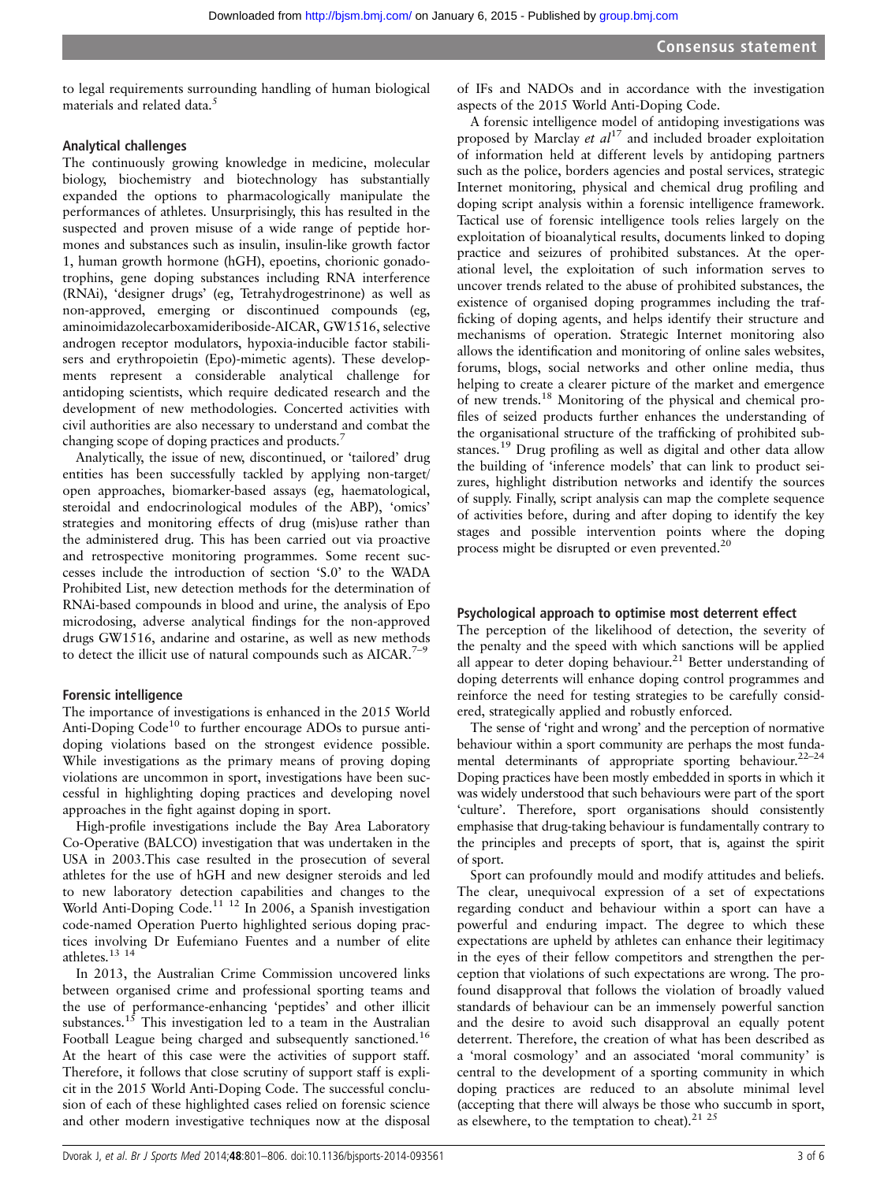to legal requirements surrounding handling of human biological materials and related data.[5]

### Analytical challenges

The continuously growing knowledge in medicine, molecular biology, biochemistry and biotechnology has substantially expanded the options to pharmacologically manipulate the performances of athletes. Unsurprisingly, this has resulted in the suspected and proven misuse of a wide range of peptide hormones and substances such as insulin, insulin-like growth factor 1, human growth hormone (hGH), epoetins, chorionic gonadotrophins, gene doping substances including RNA interference (RNAi), 'designer drugs' (eg, Tetrahydrogestrinone) as well as non-approved, emerging or discontinued compounds (eg, aminoimidazolecarboxamideriboside-AICAR, GW1516, selective androgen receptor modulators, hypoxia-inducible factor stabilisers and erythropoietin (Epo)-mimetic agents). These developments represent a considerable analytical challenge for antidoping scientists, which require dedicated research and the development of new methodologies. Concerted activities with civil authorities are also necessary to understand and combat the changing scope of doping practices and products.[7]

Analytically, the issue of new, discontinued, or 'tailored' drug entities has been successfully tackled by applying non-target/open approaches, biomarker-based assays (eg, haematological, steroidal and endocrinological modules of the ABP), 'omics' strategies and monitoring effects of drug (mis)use rather than the administered drug. This has been carried out via proactive and retrospective monitoring programmes. Some recent successes include the introduction of section 'S.0' to the WADA Prohibited List, new detection methods for the determination of RNAi-based compounds in blood and urine, the analysis of Epo microdosing, adverse analytical findings for the non-approved drugs GW1516, andarine and ostarine, as well as new methods to detect the illicit use of natural compounds such as AICAR.[7–9]

### Forensic intelligence

The importance of investigations is enhanced in the 2015 World Anti-Doping Code[10] to further encourage ADOs to pursue antidoping violations based on the strongest evidence possible. While investigations as the primary means of proving doping violations are uncommon in sport, investigations have been successful in highlighting doping practices and developing novel approaches in the fight against doping in sport.

High-profile investigations include the Bay Area Laboratory Co-Operative (BALCO) investigation that was undertaken in the USA in 2003.This case resulted in the prosecution of several athletes for the use of hGH and new designer steroids and led to new laboratory detection capabilities and changes to the World Anti-Doping Code.[11 12] In 2006, a Spanish investigation code-named Operation Puerto highlighted serious doping practices involving Dr Eufemiano Fuentes and a number of elite athletes.[13 14]

In 2013, the Australian Crime Commission uncovered links between organised crime and professional sporting teams and the use of performance-enhancing 'peptides' and other illicit substances.[15] This investigation led to a team in the Australian Football League being charged and subsequently sanctioned.[16] At the heart of this case were the activities of support staff. Therefore, it follows that close scrutiny of support staff is explicit in the 2015 World Anti-Doping Code. The successful conclusion of each of these highlighted cases relied on forensic science and other modern investigative techniques now at the disposal of IFs and NADOs and in accordance with the investigation aspects of the 2015 World Anti-Doping Code.

A forensic intelligence model of antidoping investigations was proposed by Marclay *et al*[17] and included broader exploitation of information held at different levels by antidoping partners such as the police, borders agencies and postal services, strategic Internet monitoring, physical and chemical drug profiling and doping script analysis within a forensic intelligence framework. Tactical use of forensic intelligence tools relies largely on the exploitation of bioanalytical results, documents linked to doping practice and seizures of prohibited substances. At the operational level, the exploitation of such information serves to uncover trends related to the abuse of prohibited substances, the existence of organised doping programmes including the trafficking of doping agents, and helps identify their structure and mechanisms of operation. Strategic Internet monitoring also allows the identification and monitoring of online sales websites, forums, blogs, social networks and other online media, thus helping to create a clearer picture of the market and emergence of new trends.[18] Monitoring of the physical and chemical profiles of seized products further enhances the understanding of the organisational structure of the trafficking of prohibited substances.[19] Drug profiling as well as digital and other data allow the building of 'inference models' that can link to product seizures, highlight distribution networks and identify the sources of supply. Finally, script analysis can map the complete sequence of activities before, during and after doping to identify the key stages and possible intervention points where the doping process might be disrupted or even prevented.[20]

### Psychological approach to optimise most deterrent effect

The perception of the likelihood of detection, the severity of the penalty and the speed with which sanctions will be applied all appear to deter doping behaviour.[21] Better understanding of doping deterrents will enhance doping control programmes and reinforce the need for testing strategies to be carefully considered, strategically applied and robustly enforced.

The sense of 'right and wrong' and the perception of normative behaviour within a sport community are perhaps the most fundamental determinants of appropriate sporting behaviour.[22–24] Doping practices have been mostly embedded in sports in which it was widely understood that such behaviours were part of the sport 'culture'. Therefore, sport organisations should consistently emphasise that drug-taking behaviour is fundamentally contrary to the principles and precepts of sport, that is, against the spirit of sport.

Sport can profoundly mould and modify attitudes and beliefs. The clear, unequivocal expression of a set of expectations regarding conduct and behaviour within a sport can have a powerful and enduring impact. The degree to which these expectations are upheld by athletes can enhance their legitimacy in the eyes of their fellow competitors and strengthen the perception that violations of such expectations are wrong. The profound disapproval that follows the violation of broadly valued standards of behaviour can be an immensely powerful sanction and the desire to avoid such disapproval an equally potent deterrent. Therefore, the creation of what has been described as a 'moral cosmology' and an associated 'moral community' is central to the development of a sporting community in which doping practices are reduced to an absolute minimal level (accepting that there will always be those who succumb in sport, as elsewhere, to the temptation to cheat).[21 25]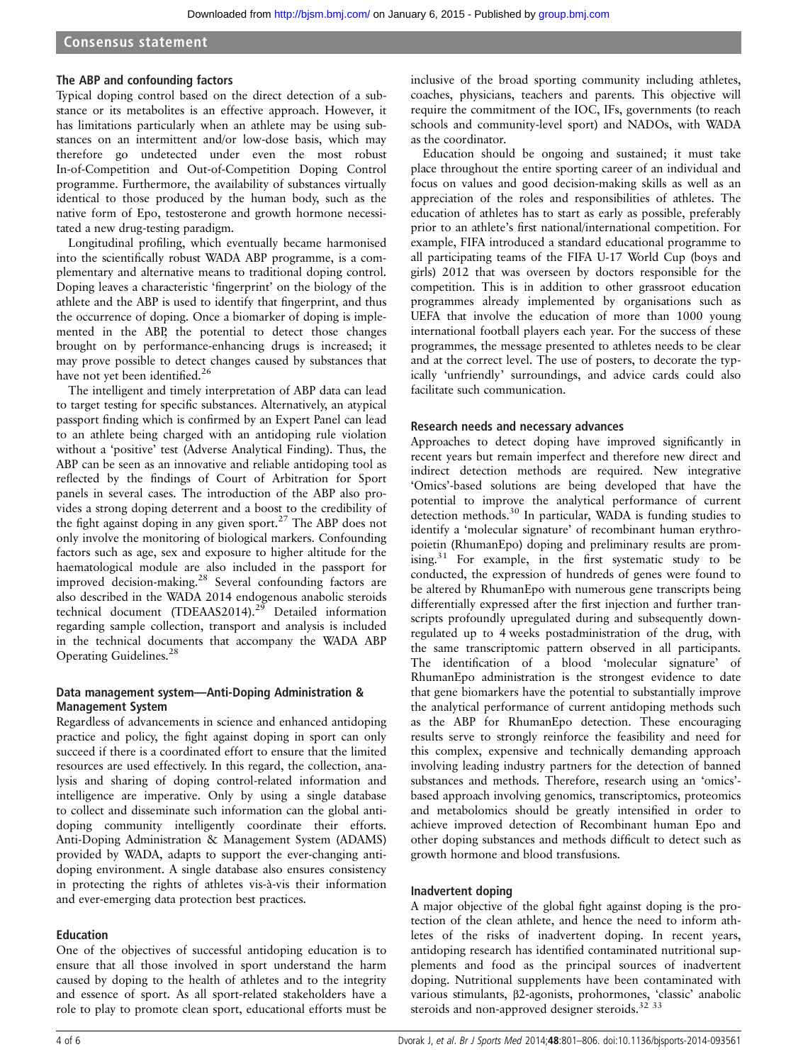### The ABP and confounding factors

Typical doping control based on the direct detection of a substance or its metabolites is an effective approach. However, it has limitations particularly when an athlete may be using substances on an intermittent and/or low-dose basis, which may therefore go undetected under even the most robust In-of-Competition and Out-of-Competition Doping Control programme. Furthermore, the availability of substances virtually identical to those produced by the human body, such as the native form of Epo, testosterone and growth hormone necessitated a new drug-testing paradigm.

Longitudinal profiling, which eventually became harmonised into the scientifically robust WADA ABP programme, is a complementary and alternative means to traditional doping control. Doping leaves a characteristic 'fingerprint' on the biology of the athlete and the ABP is used to identify that fingerprint, and thus the occurrence of doping. Once a biomarker of doping is implemented in the ABP, the potential to detect those changes brought on by performance-enhancing drugs is increased; it may prove possible to detect changes caused by substances that have not yet been identified.[26]

The intelligent and timely interpretation of ABP data can lead to target testing for specific substances. Alternatively, an atypical passport finding which is confirmed by an Expert Panel can lead to an athlete being charged with an antidoping rule violation without a 'positive' test (Adverse Analytical Finding). Thus, the ABP can be seen as an innovative and reliable antidoping tool as reflected by the findings of Court of Arbitration for Sport panels in several cases. The introduction of the ABP also provides a strong doping deterrent and a boost to the credibility of the fight against doping in any given sport.[27] The ABP does not only involve the monitoring of biological markers. Confounding factors such as age, sex and exposure to higher altitude for the haematological module are also included in the passport for improved decision-making.[28] Several confounding factors are also described in the WADA 2014 endogenous anabolic steroids technical document (TDEAAS2014).[29] Detailed information regarding sample collection, transport and analysis is included in the technical documents that accompany the WADA ABP Operating Guidelines.[28]

### Data management system—Anti-Doping Administration & Management System

Regardless of advancements in science and enhanced antidoping practice and policy, the fight against doping in sport can only succeed if there is a coordinated effort to ensure that the limited resources are used effectively. In this regard, the collection, analysis and sharing of doping control-related information and intelligence are imperative. Only by using a single database to collect and disseminate such information can the global antidoping community intelligently coordinate their efforts. Anti-Doping Administration & Management System (ADAMS) provided by WADA, adapts to support the ever-changing antidoping environment. A single database also ensures consistency in protecting the rights of athletes vis-à-vis their information and ever-emerging data protection best practices.

### Education

One of the objectives of successful antidoping education is to ensure that all those involved in sport understand the harm caused by doping to the health of athletes and to the integrity and essence of sport. As all sport-related stakeholders have a role to play to promote clean sport, educational efforts must be inclusive of the broad sporting community including athletes, coaches, physicians, teachers and parents. This objective will require the commitment of the IOC, IFs, governments (to reach schools and community-level sport) and NADOs, with WADA as the coordinator.

Education should be ongoing and sustained; it must take place throughout the entire sporting career of an individual and focus on values and good decision-making skills as well as an appreciation of the roles and responsibilities of athletes. The education of athletes has to start as early as possible, preferably prior to an athlete's first national/international competition. For example, FIFA introduced a standard educational programme to all participating teams of the FIFA U-17 World Cup (boys and girls) 2012 that was overseen by doctors responsible for the competition. This is in addition to other grassroot education programmes already implemented by organisations such as UEFA that involve the education of more than 1000 young international football players each year. For the success of these programmes, the message presented to athletes needs to be clear and at the correct level. The use of posters, to decorate the typically 'unfriendly' surroundings, and advice cards could also facilitate such communication.

### Research needs and necessary advances

Approaches to detect doping have improved significantly in recent years but remain imperfect and therefore new direct and indirect detection methods are required. New integrative 'Omics'-based solutions are being developed that have the potential to improve the analytical performance of current detection methods.[30] In particular, WADA is funding studies to identify a 'molecular signature' of recombinant human erythropoietin (RhumanEpo) doping and preliminary results are promising.[31] For example, in the first systematic study to be conducted, the expression of hundreds of genes were found to be altered by RhumanEpo with numerous gene transcripts being differentially expressed after the first injection and further transcripts profoundly upregulated during and subsequently downregulated up to 4 weeks postadministration of the drug, with the same transcriptomic pattern observed in all participants. The identification of a blood 'molecular signature' of RhumanEpo administration is the strongest evidence to date that gene biomarkers have the potential to substantially improve the analytical performance of current antidoping methods such as the ABP for RhumanEpo detection. These encouraging results serve to strongly reinforce the feasibility and need for this complex, expensive and technically demanding approach involving leading industry partners for the detection of banned substances and methods. Therefore, research using an 'omics'-based approach involving genomics, transcriptomics, proteomics and metabolomics should be greatly intensified in order to achieve improved detection of Recombinant human Epo and other doping substances and methods difficult to detect such as growth hormone and blood transfusions.

### Inadvertent doping

A major objective of the global fight against doping is the protection of the clean athlete, and hence the need to inform athletes of the risks of inadvertent doping. In recent years, antidoping research has identified contaminated nutritional supplements and food as the principal sources of inadvertent doping. Nutritional supplements have been contaminated with various stimulants, β2-agonists, prohormones, 'classic' anabolic steroids and non-approved designer steroids.[32 33]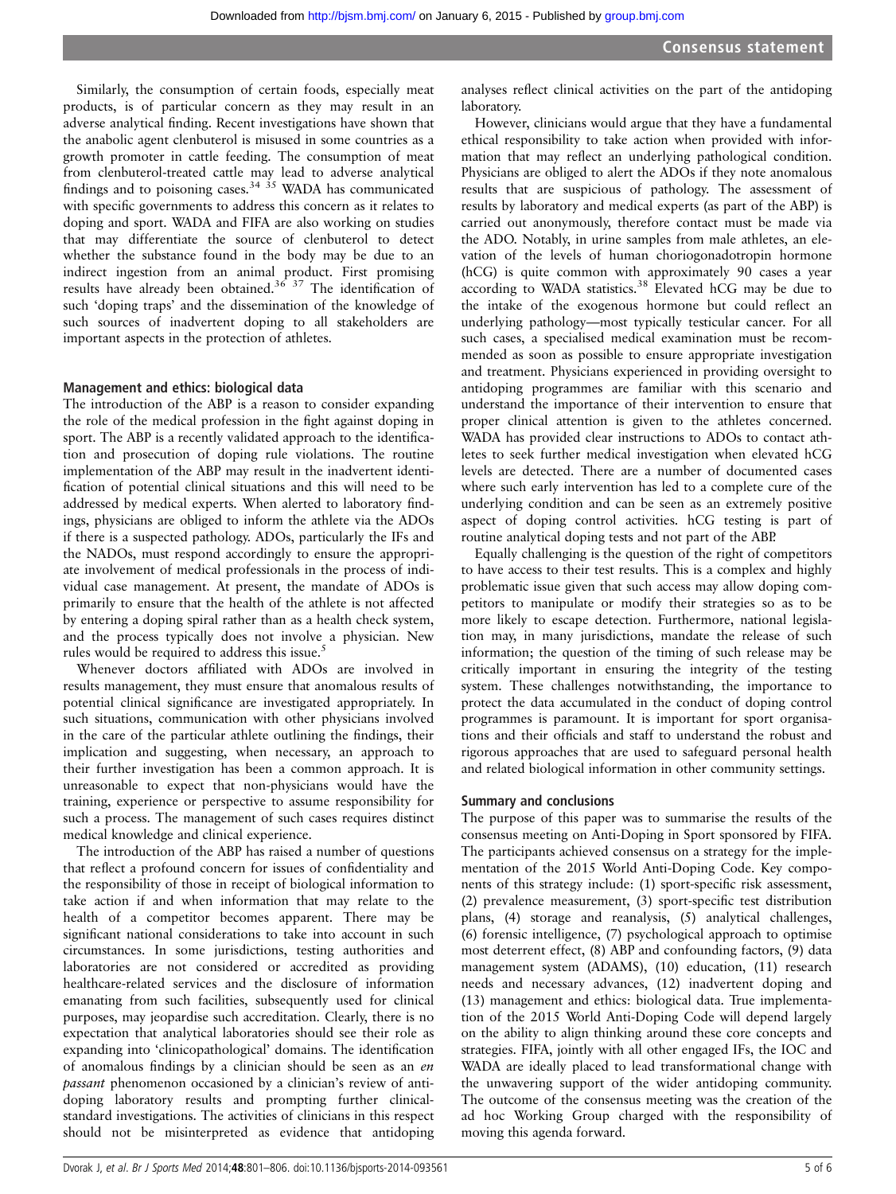Similarly, the consumption of certain foods, especially meat products, is of particular concern as they may result in an adverse analytical finding. Recent investigations have shown that the anabolic agent clenbuterol is misused in some countries as a growth promoter in cattle feeding. The consumption of meat from clenbuterol-treated cattle may lead to adverse analytical findings and to poisoning cases.[34 35] WADA has communicated with specific governments to address this concern as it relates to doping and sport. WADA and FIFA are also working on studies that may differentiate the source of clenbuterol to detect whether the substance found in the body may be due to an indirect ingestion from an animal product. First promising results have already been obtained.[36 37] The identification of such 'doping traps' and the dissemination of the knowledge of such sources of inadvertent doping to all stakeholders are important aspects in the protection of athletes.

### Management and ethics: biological data

The introduction of the ABP is a reason to consider expanding the role of the medical profession in the fight against doping in sport. The ABP is a recently validated approach to the identification and prosecution of doping rule violations. The routine implementation of the ABP may result in the inadvertent identification of potential clinical situations and this will need to be addressed by medical experts. When alerted to laboratory findings, physicians are obliged to inform the athlete via the ADOs if there is a suspected pathology. ADOs, particularly the IFs and the NADOs, must respond accordingly to ensure the appropriate involvement of medical professionals in the process of individual case management. At present, the mandate of ADOs is primarily to ensure that the health of the athlete is not affected by entering a doping spiral rather than as a health check system, and the process typically does not involve a physician. New rules would be required to address this issue.[5]

Whenever doctors affiliated with ADOs are involved in results management, they must ensure that anomalous results of potential clinical significance are investigated appropriately. In such situations, communication with other physicians involved in the care of the particular athlete outlining the findings, their implication and suggesting, when necessary, an approach to their further investigation has been a common approach. It is unreasonable to expect that non-physicians would have the training, experience or perspective to assume responsibility for such a process. The management of such cases requires distinct medical knowledge and clinical experience.

The introduction of the ABP has raised a number of questions that reflect a profound concern for issues of confidentiality and the responsibility of those in receipt of biological information to take action if and when information that may relate to the health of a competitor becomes apparent. There may be significant national considerations to take into account in such circumstances. In some jurisdictions, testing authorities and laboratories are not considered or accredited as providing healthcare-related services and the disclosure of information emanating from such facilities, subsequently used for clinical purposes, may jeopardise such accreditation. Clearly, there is no expectation that analytical laboratories should see their role as expanding into 'clinicopathological' domains. The identification of anomalous findings by a clinician should be seen as an *en passant* phenomenon occasioned by a clinician's review of antidoping laboratory results and prompting further clinical-standard investigations. The activities of clinicians in this respect should not be misinterpreted as evidence that antidoping analyses reflect clinical activities on the part of the antidoping laboratory.

However, clinicians would argue that they have a fundamental ethical responsibility to take action when provided with information that may reflect an underlying pathological condition. Physicians are obliged to alert the ADOs if they note anomalous results that are suspicious of pathology. The assessment of results by laboratory and medical experts (as part of the ABP) is carried out anonymously, therefore contact must be made via the ADO. Notably, in urine samples from male athletes, an elevation of the levels of human choriogonadotropin hormone (hCG) is quite common with approximately 90 cases a year according to WADA statistics.[38] Elevated hCG may be due to the intake of the exogenous hormone but could reflect an underlying pathology—most typically testicular cancer. For all such cases, a specialised medical examination must be recommended as soon as possible to ensure appropriate investigation and treatment. Physicians experienced in providing oversight to antidoping programmes are familiar with this scenario and understand the importance of their intervention to ensure that proper clinical attention is given to the athletes concerned. WADA has provided clear instructions to ADOs to contact athletes to seek further medical investigation when elevated hCG levels are detected. There are a number of documented cases where such early intervention has led to a complete cure of the underlying condition and can be seen as an extremely positive aspect of doping control activities. hCG testing is part of routine analytical doping tests and not part of the ABP.

Equally challenging is the question of the right of competitors to have access to their test results. This is a complex and highly problematic issue given that such access may allow doping competitors to manipulate or modify their strategies so as to be more likely to escape detection. Furthermore, national legislation may, in many jurisdictions, mandate the release of such information; the question of the timing of such release may be critically important in ensuring the integrity of the testing system. These challenges notwithstanding, the importance to protect the data accumulated in the conduct of doping control programmes is paramount. It is important for sport organisations and their officials and staff to understand the robust and rigorous approaches that are used to safeguard personal health and related biological information in other community settings.

### Summary and conclusions

The purpose of this paper was to summarise the results of the consensus meeting on Anti-Doping in Sport sponsored by FIFA. The participants achieved consensus on a strategy for the implementation of the 2015 World Anti-Doping Code. Key components of this strategy include: (1) sport-specific risk assessment, (2) prevalence measurement, (3) sport-specific test distribution plans, (4) storage and reanalysis, (5) analytical challenges, (6) forensic intelligence, (7) psychological approach to optimise most deterrent effect, (8) ABP and confounding factors, (9) data management system (ADAMS), (10) education, (11) research needs and necessary advances, (12) inadvertent doping and (13) management and ethics: biological data. True implementation of the 2015 World Anti-Doping Code will depend largely on the ability to align thinking around these core concepts and strategies. FIFA, jointly with all other engaged IFs, the IOC and WADA are ideally placed to lead transformational change with the unwavering support of the wider antidoping community. The outcome of the consensus meeting was the creation of the ad hoc Working Group charged with the responsibility of moving this agenda forward.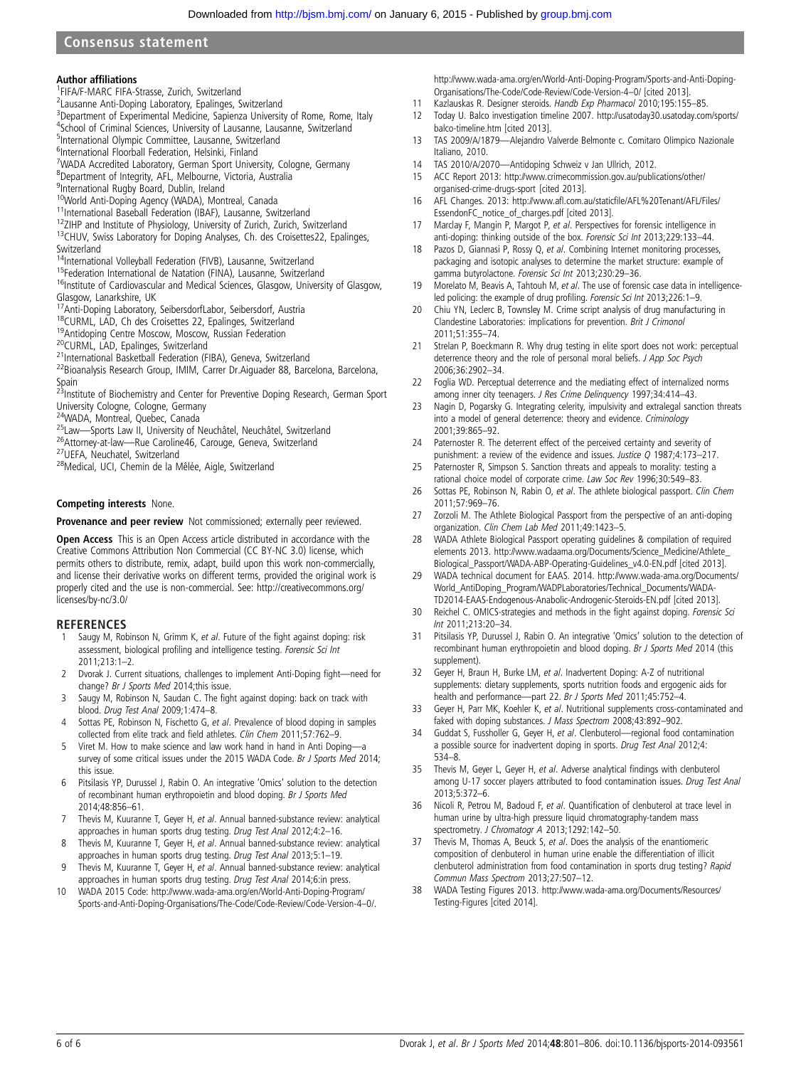**Author affiliations**
[1]FIFA/F-MARC FIFA-Strasse, Zurich, Switzerland
[2]Lausanne Anti-Doping Laboratory, Epalinges, Switzerland
[3]Department of Experimental Medicine, Sapienza University of Rome, Rome, Italy
[4]School of Criminal Sciences, University of Lausanne, Lausanne, Switzerland
[5]International Olympic Committee, Lausanne, Switzerland
[6]International Floorball Federation, Helsinki, Finland
[7]WADA Accredited Laboratory, German Sport University, Cologne, Germany
[8]Department of Integrity, AFL, Melbourne, Victoria, Australia
[9]International Rugby Board, Dublin, Ireland
[10]World Anti-Doping Agency (WADA), Montreal, Canada
[11]International Baseball Federation (IBAF), Lausanne, Switzerland
[12]ZIHP and Institute of Physiology, University of Zurich, Zurich, Switzerland
[13]CHUV, Swiss Laboratory for Doping Analyses, Ch. des Croisettes22, Epalinges, Switzerland
[14]International Volleyball Federation (FIVB), Lausanne, Switzerland
[15]Federation International de Natation (FINA), Lausanne, Switzerland
[16]Institute of Cardiovascular and Medical Sciences, Glasgow, University of Glasgow, Glasgow, Lanarkshire, UK
[17]Anti-Doping Laboratory, SeibersdorfLabor, Seibersdorf, Austria
[18]CURML, LAD, Ch des Croisettes 22, Epalinges, Switzerland
[19]Antidoping Centre Moscow, Moscow, Russian Federation
[20]CURML, LAD, Epalinges, Switzerland
[21]International Basketball Federation (FIBA), Geneva, Switzerland
[22]Bioanalysis Research Group, IMIM, Carrer Dr.Aiguader 88, Barcelona, Barcelona, Spain
[23]Institute of Biochemistry and Center for Preventive Doping Research, German Sport University Cologne, Cologne, Germany
[24]WADA, Montreal, Quebec, Canada
[25]Law—Sports Law II, University of Neuchâtel, Neuchâtel, Switzerland
[26]Attorney-at-law—Rue Caroline46, Carouge, Geneva, Switzerland
[27]UEFA, Neuchatel, Switzerland
[28]Medical, UCI, Chemin de la Mêlée, Aigle, Switzerland

**Competing interests** None.

**Provenance and peer review** Not commissioned; externally peer reviewed.

**Open Access** This is an Open Access article distributed in accordance with the Creative Commons Attribution Non Commercial (CC BY-NC 3.0) license, which permits others to distribute, remix, adapt, build upon this work non-commercially, and license their derivative works on different terms, provided the original work is properly cited and the use is non-commercial. See: http://creativecommons.org/licenses/by-nc/3.0/

## REFERENCES

1. Saugy M, Robinson N, Grimm K, *et al*. Future of the fight against doping: risk assessment, biological profiling and intelligence testing. *Forensic Sci Int* 2011;213:1–2.
2. Dvorak J. Current situations, challenges to implement Anti-Doping fight—need for change? *Br J Sports Med* 2014;this issue.
3. Saugy M, Robinson N, Saudan C. The fight against doping: back on track with blood. *Drug Test Anal* 2009;1:474–8.
4. Sottas PE, Robinson N, Fischetto G, *et al*. Prevalence of blood doping in samples collected from elite track and field athletes. *Clin Chem* 2011;57:762–9.
5. Viret M. How to make science and law work hand in hand in Anti Doping—a survey of some critical issues under the 2015 WADA Code. *Br J Sports Med* 2014; this issue.
6. Pitsiladis YP, Durussel J, Rabin O. An integrative 'Omics' solution to the detection of recombinant human erythropoietin and blood doping. *Br J Sports Med* 2014;48:856–61.
7. Thevis M, Kuuranne T, Geyer H, *et al*. Annual banned-substance review: analytical approaches in human sports drug testing. *Drug Test Anal* 2012;4:2–16.
8. Thevis M, Kuuranne T, Geyer H, *et al*. Annual banned-substance review: analytical approaches in human sports drug testing. *Drug Test Anal* 2013;5:1–19.
9. Thevis M, Kuuranne T, Geyer H, *et al*. Annual banned-substance review: analytical approaches in human sports drug testing. *Drug Test Anal* 2014;6:in press.
10. WADA 2015 Code: http://www.wada-ama.org/en/World-Anti-Doping-Program/Sports-and-Anti-Doping-Organisations/The-Code/Code-Review/Code-Version-4–0/. http://www.wada-ama.org/en/World-Anti-Doping-Program/Sports-and-Anti-Doping-Organisations/The-Code/Code-Review/Code-Version-4–0/ [cited 2013].
11. Kazlauskas R. Designer steroids. *Handb Exp Pharmacol* 2010;195:155–85.
12. Today U. Balco investigation timeline 2007. http://usatoday30.usatoday.com/sports/balco-timeline.htm [cited 2013].
13. TAS 2009/A/1879—Alejandro Valverde Belmonte c. Comitaro Olimpico Nazionale Italiano, 2010.
14. TAS 2010/A/2070—Antidoping Schweiz v Jan Ullrich, 2012.
15. ACC Report 2013: http://www.crimecommission.gov.au/publications/other/organised-crime-drugs-sport [cited 2013].
16. AFL Changes. 2013: http://www.afl.com.au/staticfile/AFL%20Tenant/AFL/Files/EssendonFC_notice_of_charges.pdf [cited 2013].
17. Marclay F, Mangin P, Margot P, *et al*. Perspectives for forensic intelligence in anti-doping: thinking outside of the box. *Forensic Sci Int* 2013;229:133–44.
18. Pazos D, Giannasi P, Rossy Q, *et al*. Combining Internet monitoring processes, packaging and isotopic analyses to determine the market structure: example of gamma butyrolactone. *Forensic Sci Int* 2013;230:29–36.
19. Morelato M, Beavis A, Tahtouh M, *et al*. The use of forensic case data in intelligence-led policing: the example of drug profiling. *Forensic Sci Int* 2013;226:1–9.
20. Chiu YN, Leclerc B, Townsley M. Crime script analysis of drug manufacturing in Clandestine Laboratories: implications for prevention. *Brit J Crimonol* 2011;51:355–74.
21. Strelan P, Boeckmann R. Why drug testing in elite sport does not work: perceptual deterrence theory and the role of personal moral beliefs. *J App Soc Psych* 2006;36:2902–34.
22. Foglia WD. Perceptual deterrence and the mediating effect of internalized norms among inner city teenagers. *J Res Crime Delinquency* 1997;34:414–43.
23. Nagin D, Pogarsky G. Integrating celerity, impulsivity and extralegal sanction threats into a model of general deterrence: theory and evidence. *Criminology* 2001;39:865–92.
24. Paternoster R. The deterrent effect of the perceived certainty and severity of punishment: a review of the evidence and issues. *Justice Q* 1987;4:173–217.
25. Paternoster R, Simpson S. Sanction threats and appeals to morality: testing a rational choice model of corporate crime. *Law Soc Rev* 1996;30:549–83.
26. Sottas PE, Robinson N, Rabin O, *et al*. The athlete biological passport. *Clin Chem* 2011;57:969–76.
27. Zorzoli M. The Athlete Biological Passport from the perspective of an anti-doping organization. *Clin Chem Lab Med* 2011;49:1423–5.
28. WADA Athlete Biological Passport operating guidelines & compilation of required elements 2013. http://www.wadaama.org/Documents/Science_Medicine/Athlete_Biological_Passport/WADA-ABP-Operating-Guidelines_v4.0-EN.pdf [cited 2013].
29. WADA technical document for EAAS. 2014. http://www.wada-ama.org/Documents/World_AntiDoping_Program/WADPLaboratories/Technical_Documents/WADA-TD2014-EAAS-Endogenous-Anabolic-Androgenic-Steroids-EN.pdf [cited 2013].
30. Reichel C. OMICS-strategies and methods in the fight against doping. *Forensic Sci Int* 2011;213:20–34.
31. Pitsilasis YP, Durussel J, Rabin O. An integrative 'Omics' solution to the detection of recombinant human erythropoietin and blood doping. *Br J Sports Med* 2014 (this supplement).
32. Geyer H, Braun H, Burke LM, *et al*. Inadvertent Doping: A-Z of nutritional supplements: dietary supplements, sports nutrition foods and ergogenic aids for health and performance—part 22. *Br J Sports Med* 2011;45:752–4.
33. Geyer H, Parr MK, Koehler K, *et al*. Nutritional supplements cross-contaminated and faked with doping substances. *J Mass Spectrom* 2008;43:892–902.
34. Guddat S, Fussholler G, Geyer H, *et al*. Clenbuterol—regional food contamination a possible source for inadvertent doping in sports. *Drug Test Anal* 2012;4:534–8.
35. Thevis M, Geyer L, Geyer H, *et al*. Adverse analytical findings with clenbuterol among U-17 soccer players attributed to food contamination issues. *Drug Test Anal* 2013;5:372–6.
36. Nicoli R, Petrou M, Badoud F, *et al*. Quantification of clenbuterol at trace level in human urine by ultra-high pressure liquid chromatography-tandem mass spectrometry. *J Chromatogr A* 2013;1292:142–50.
37. Thevis M, Thomas A, Beuck S, *et al*. Does the analysis of the enantiomeric composition of clenbuterol in human urine enable the differentiation of illicit clenbuterol administration from food contamination in sports drug testing? *Rapid Commun Mass Spectrom* 2013;27:507–12.
38. WADA Testing Figures 2013. http://www.wada-ama.org/Documents/Resources/Testing-Figures [cited 2014].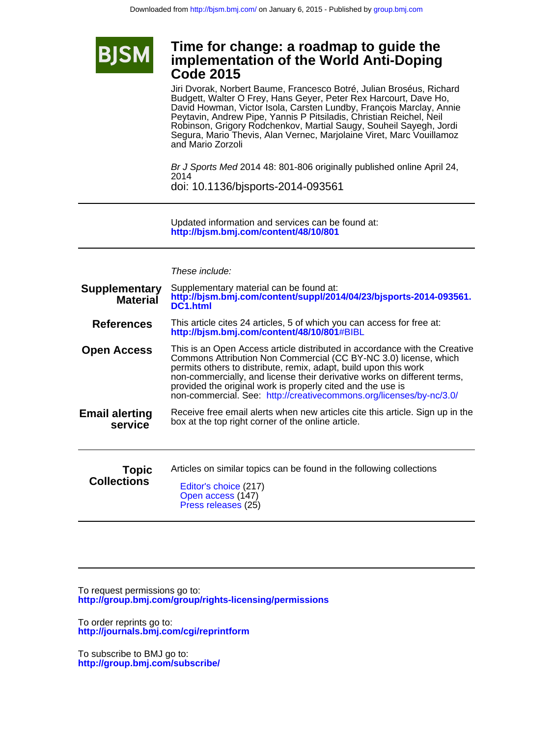Downloaded from http://bjsm.bmj.com/ on January 6, 2015 - Published by group.bmj.com

# Time for change: a roadmap to guide the implementation of the World Anti-Doping Code 2015

Jiri Dvorak, Norbert Baume, Francesco Botré, Julian Broséus, Richard Budgett, Walter O Frey, Hans Geyer, Peter Rex Harcourt, Dave Ho, David Howman, Victor Isola, Carsten Lundby, François Marclay, Annie Peytavin, Andrew Pipe, Yannis P Pitsiladis, Christian Reichel, Neil Robinson, Grigory Rodchenkov, Martial Saugy, Souheil Sayegh, Jordi Segura, Mario Thevis, Alan Vernec, Marjolaine Viret, Marc Vouillamoz and Mario Zorzoli

*Br J Sports Med* 2014 48: 801-806 originally published online April 24, 2014
doi: 10.1136/bjsports-2014-093561

Updated information and services can be found at:
**http://bjsm.bmj.com/content/48/10/801**

*These include:*

**Supplementary Material**
Supplementary material can be found at:
**http://bjsm.bmj.com/content/suppl/2014/04/23/bjsports-2014-093561.DC1.html**

**References**
This article cites 24 articles, 5 of which you can access for free at:
**http://bjsm.bmj.com/content/48/10/801**#BIBL

**Open Access**
This is an Open Access article distributed in accordance with the Creative Commons Attribution Non Commercial (CC BY-NC 3.0) license, which permits others to distribute, remix, adapt, build upon this work non-commercially, and license their derivative works on different terms, provided the original work is properly cited and the use is non-commercial. See: http://creativecommons.org/licenses/by-nc/3.0/

**Email alerting service**
Receive free email alerts when new articles cite this article. Sign up in the box at the top right corner of the online article.

**Topic Collections**
Articles on similar topics can be found in the following collections

- Editor's choice (217)
- Open access (147)
- Press releases (25)

To request permissions go to:
**http://group.bmj.com/group/rights-licensing/permissions**

To order reprints go to:
**http://journals.bmj.com/cgi/reprintform**

To subscribe to BMJ go to:
**http://group.bmj.com/subscribe/**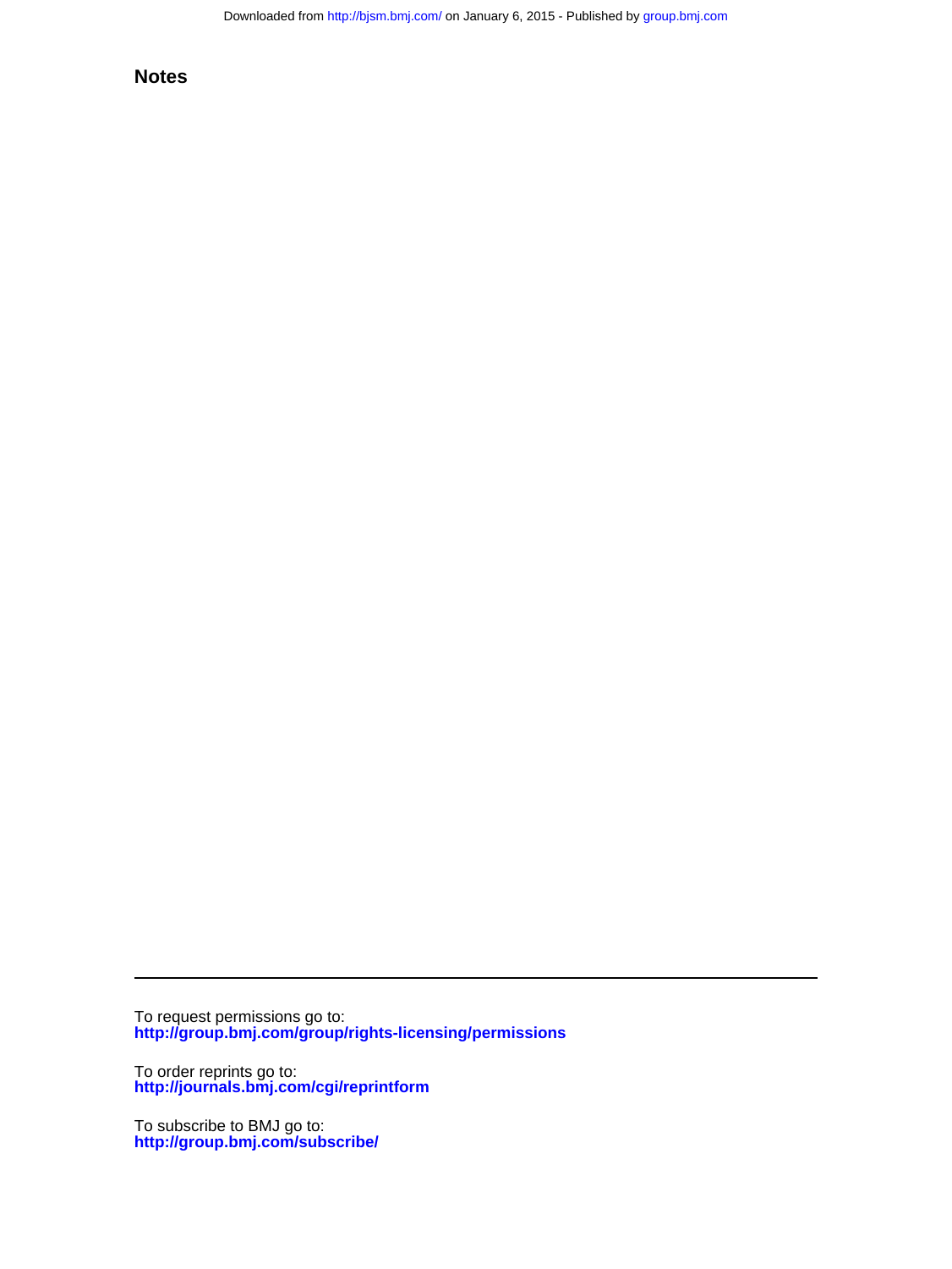## Notes

To request permissions go to:
**http://group.bmj.com/group/rights-licensing/permissions**

To order reprints go to:
**http://journals.bmj.com/cgi/reprintform**

To subscribe to BMJ go to:
**http://group.bmj.com/subscribe/**